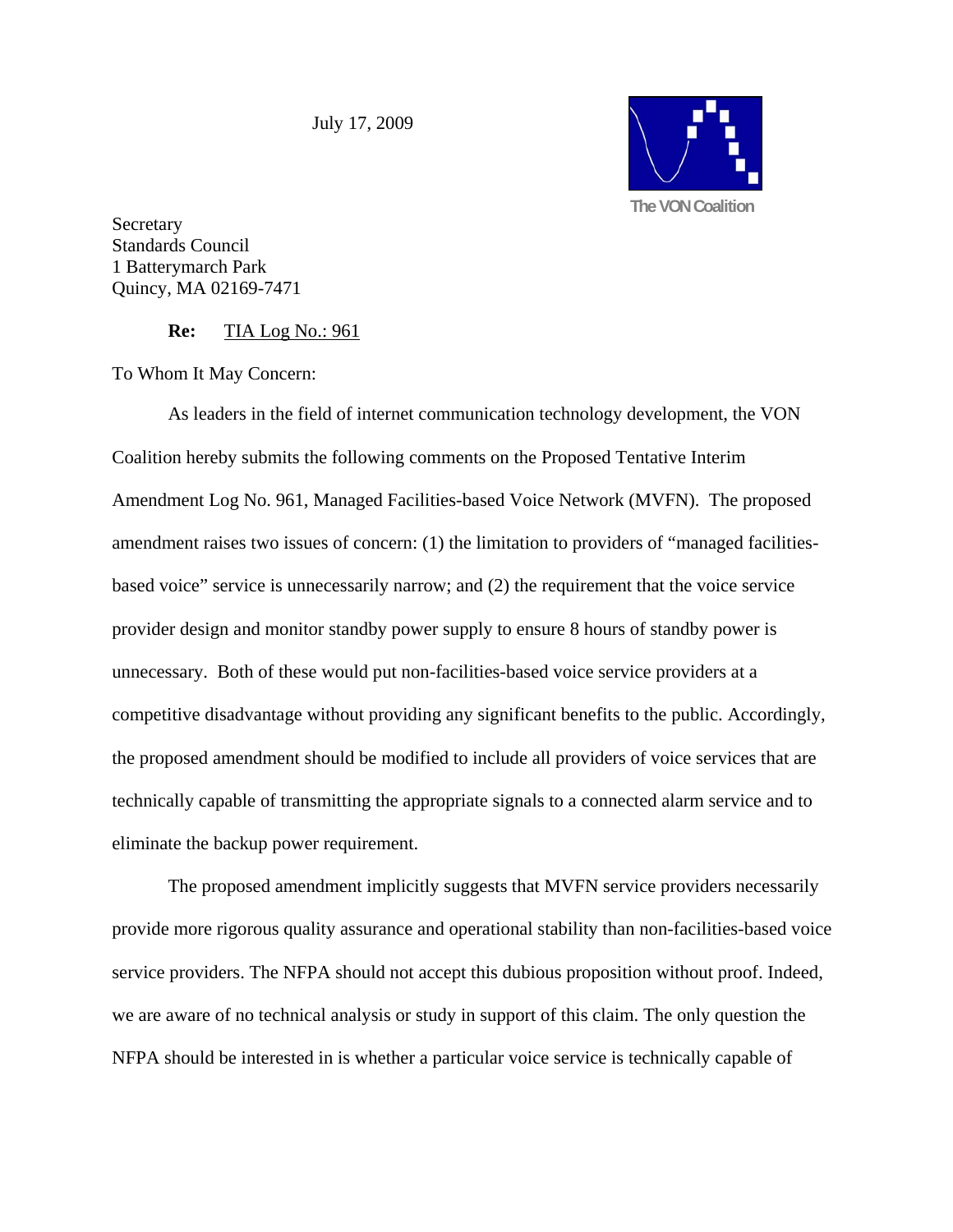July 17, 2009

The VON Coalition

Secretary
Standards Council
1 Batterymarch Park
Quincy, MA 02169-7471

**Re:** TIA Log No.: 961

To Whom It May Concern:

As leaders in the field of internet communication technology development, the VON Coalition hereby submits the following comments on the Proposed Tentative Interim Amendment Log No. 961, Managed Facilities-based Voice Network (MVFN). The proposed amendment raises two issues of concern: (1) the limitation to providers of "managed facilities-based voice" service is unnecessarily narrow; and (2) the requirement that the voice service provider design and monitor standby power supply to ensure 8 hours of standby power is unnecessary. Both of these would put non-facilities-based voice service providers at a competitive disadvantage without providing any significant benefits to the public. Accordingly, the proposed amendment should be modified to include all providers of voice services that are technically capable of transmitting the appropriate signals to a connected alarm service and to eliminate the backup power requirement.

The proposed amendment implicitly suggests that MVFN service providers necessarily provide more rigorous quality assurance and operational stability than non-facilities-based voice service providers. The NFPA should not accept this dubious proposition without proof. Indeed, we are aware of no technical analysis or study in support of this claim. The only question the NFPA should be interested in is whether a particular voice service is technically capable of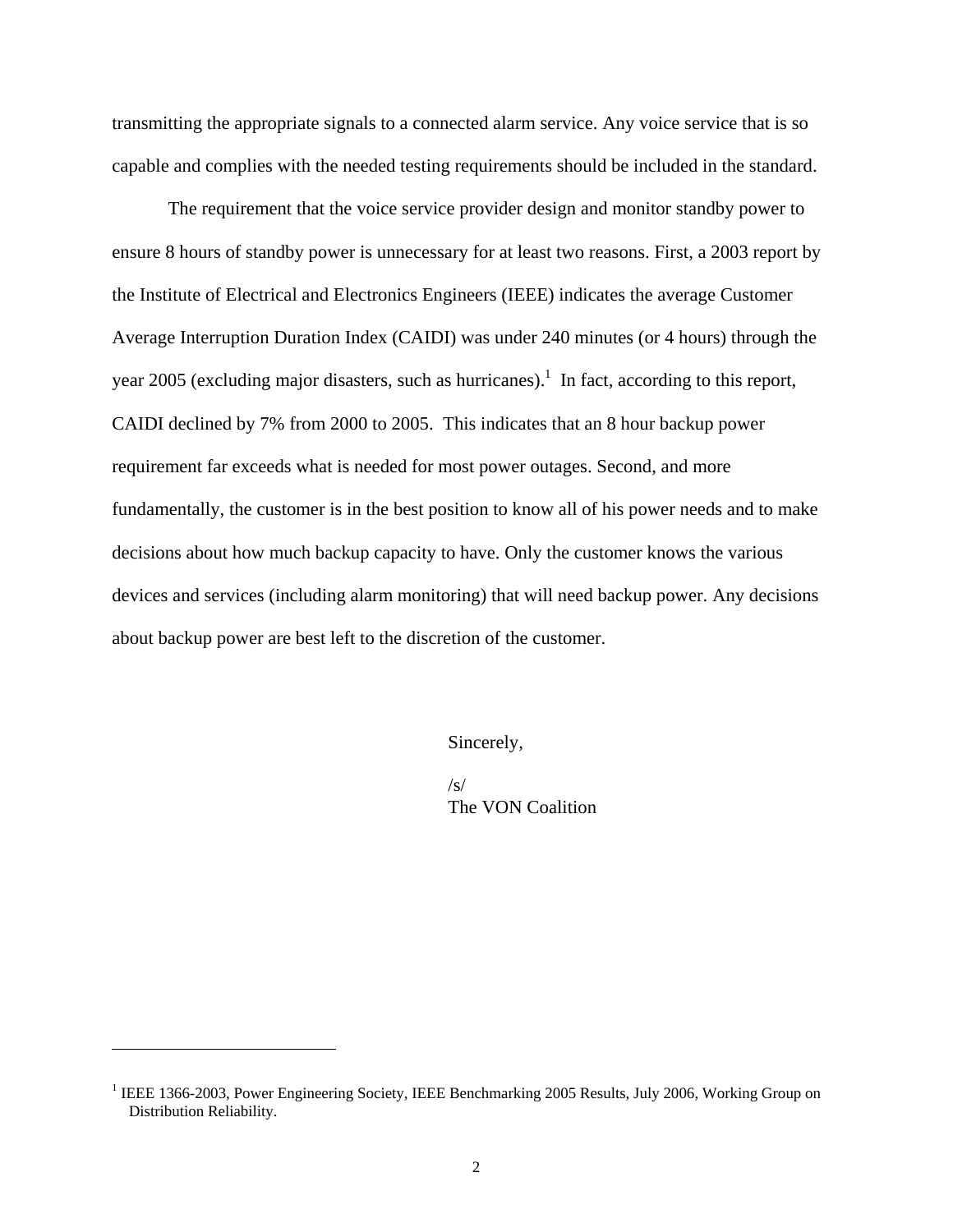transmitting the appropriate signals to a connected alarm service. Any voice service that is so capable and complies with the needed testing requirements should be included in the standard.

The requirement that the voice service provider design and monitor standby power to ensure 8 hours of standby power is unnecessary for at least two reasons. First, a 2003 report by the Institute of Electrical and Electronics Engineers (IEEE) indicates the average Customer Average Interruption Duration Index (CAIDI) was under 240 minutes (or 4 hours) through the year 2005 (excluding major disasters, such as hurricanes).[1] In fact, according to this report, CAIDI declined by 7% from 2000 to 2005. This indicates that an 8 hour backup power requirement far exceeds what is needed for most power outages. Second, and more fundamentally, the customer is in the best position to know all of his power needs and to make decisions about how much backup capacity to have. Only the customer knows the various devices and services (including alarm monitoring) that will need backup power. Any decisions about backup power are best left to the discretion of the customer.

Sincerely,

/s/
The VON Coalition

---

[1] IEEE 1366-2003, Power Engineering Society, IEEE Benchmarking 2005 Results, July 2006, Working Group on Distribution Reliability.